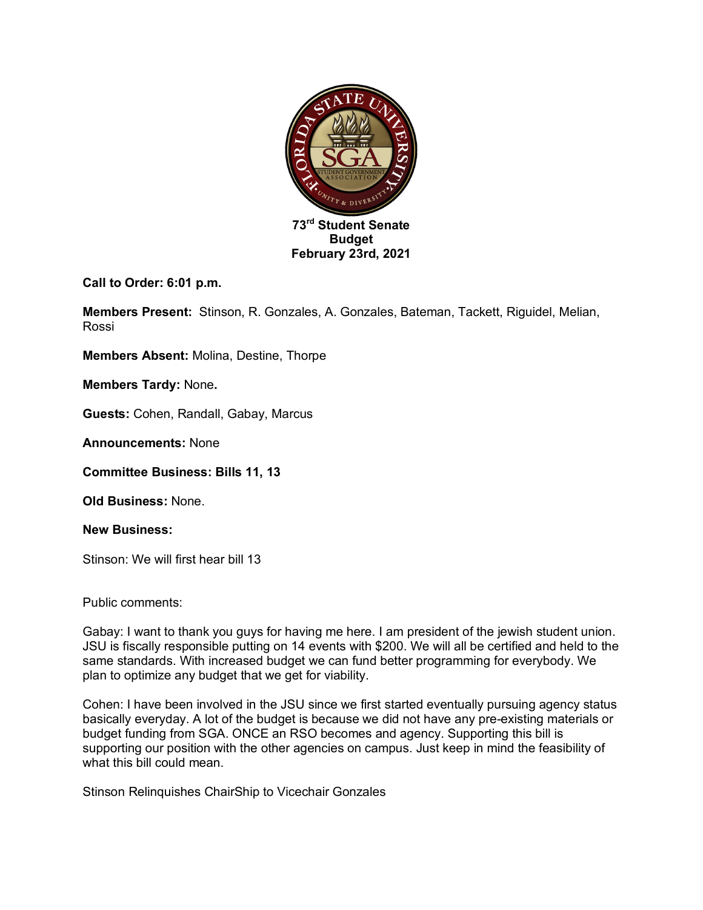**73rd Student Senate**
**Budget**
**February 23rd, 2021**

**Call to Order: 6:01 p.m.**

**Members Present:** Stinson, R. Gonzales, A. Gonzales, Bateman, Tackett, Riguidel, Melian, Rossi

**Members Absent:** Molina, Destine, Thorpe

**Members Tardy:** None**.**

**Guests:** Cohen, Randall, Gabay, Marcus

**Announcements:** None

**Committee Business: Bills 11, 13**

**Old Business:** None.

**New Business:**

Stinson: We will first hear bill 13

Public comments:

Gabay: I want to thank you guys for having me here. I am president of the jewish student union. JSU is fiscally responsible putting on 14 events with $200. We will all be certified and held to the same standards. With increased budget we can fund better programming for everybody. We plan to optimize any budget that we get for viability.

Cohen: I have been involved in the JSU since we first started eventually pursuing agency status basically everyday. A lot of the budget is because we did not have any pre-existing materials or budget funding from SGA. ONCE an RSO becomes and agency. Supporting this bill is supporting our position with the other agencies on campus. Just keep in mind the feasibility of what this bill could mean.

Stinson Relinquishes ChairShip to Vicechair Gonzales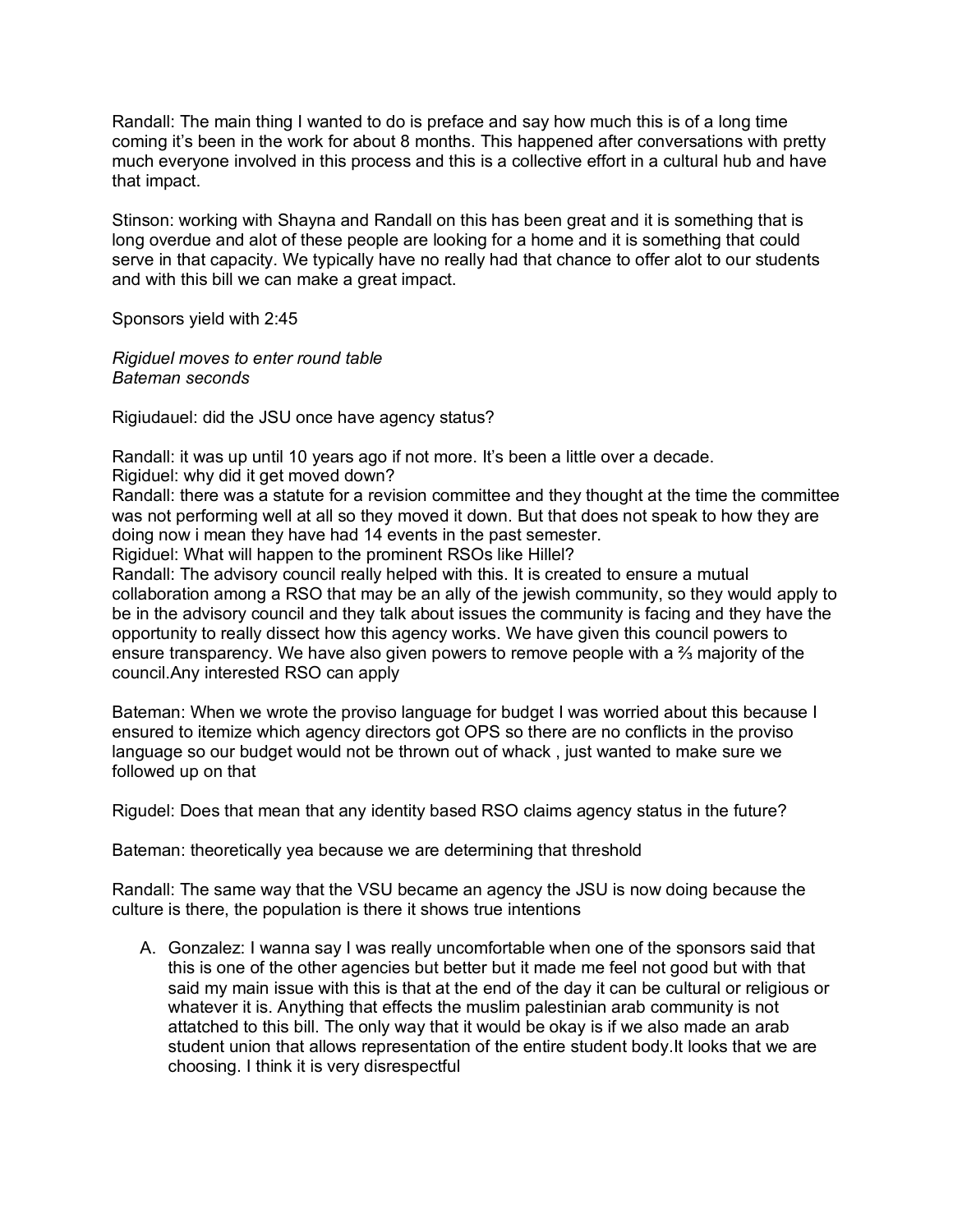Randall: The main thing I wanted to do is preface and say how much this is of a long time coming it's been in the work for about 8 months. This happened after conversations with pretty much everyone involved in this process and this is a collective effort in a cultural hub and have that impact.

Stinson: working with Shayna and Randall on this has been great and it is something that is long overdue and alot of these people are looking for a home and it is something that could serve in that capacity. We typically have no really had that chance to offer alot to our students and with this bill we can make a great impact.

Sponsors yield with 2:45

*Rigiduel moves to enter round table*
*Bateman seconds*

Rigiudauel: did the JSU once have agency status?

Randall: it was up until 10 years ago if not more. It's been a little over a decade.
Rigiduel: why did it get moved down?
Randall: there was a statute for a revision committee and they thought at the time the committee was not performing well at all so they moved it down. But that does not speak to how they are doing now i mean they have had 14 events in the past semester.
Rigiduel: What will happen to the prominent RSOs like Hillel?
Randall: The advisory council really helped with this. It is created to ensure a mutual collaboration among a RSO that may be an ally of the jewish community, so they would apply to be in the advisory council and they talk about issues the community is facing and they have the opportunity to really dissect how this agency works. We have given this council powers to ensure transparency. We have also given powers to remove people with a ⅔ majority of the council.Any interested RSO can apply

Bateman: When we wrote the proviso language for budget I was worried about this because I ensured to itemize which agency directors got OPS so there are no conflicts in the proviso language so our budget would not be thrown out of whack , just wanted to make sure we followed up on that

Rigudel: Does that mean that any identity based RSO claims agency status in the future?

Bateman: theoretically yea because we are determining that threshold

Randall: The same way that the VSU became an agency the JSU is now doing because the culture is there, the population is there it shows true intentions

A. Gonzalez: I wanna say I was really uncomfortable when one of the sponsors said that this is one of the other agencies but better but it made me feel not good but with that said my main issue with this is that at the end of the day it can be cultural or religious or whatever it is. Anything that effects the muslim palestinian arab community is not attatched to this bill. The only way that it would be okay is if we also made an arab student union that allows representation of the entire student body.It looks that we are choosing. I think it is very disrespectful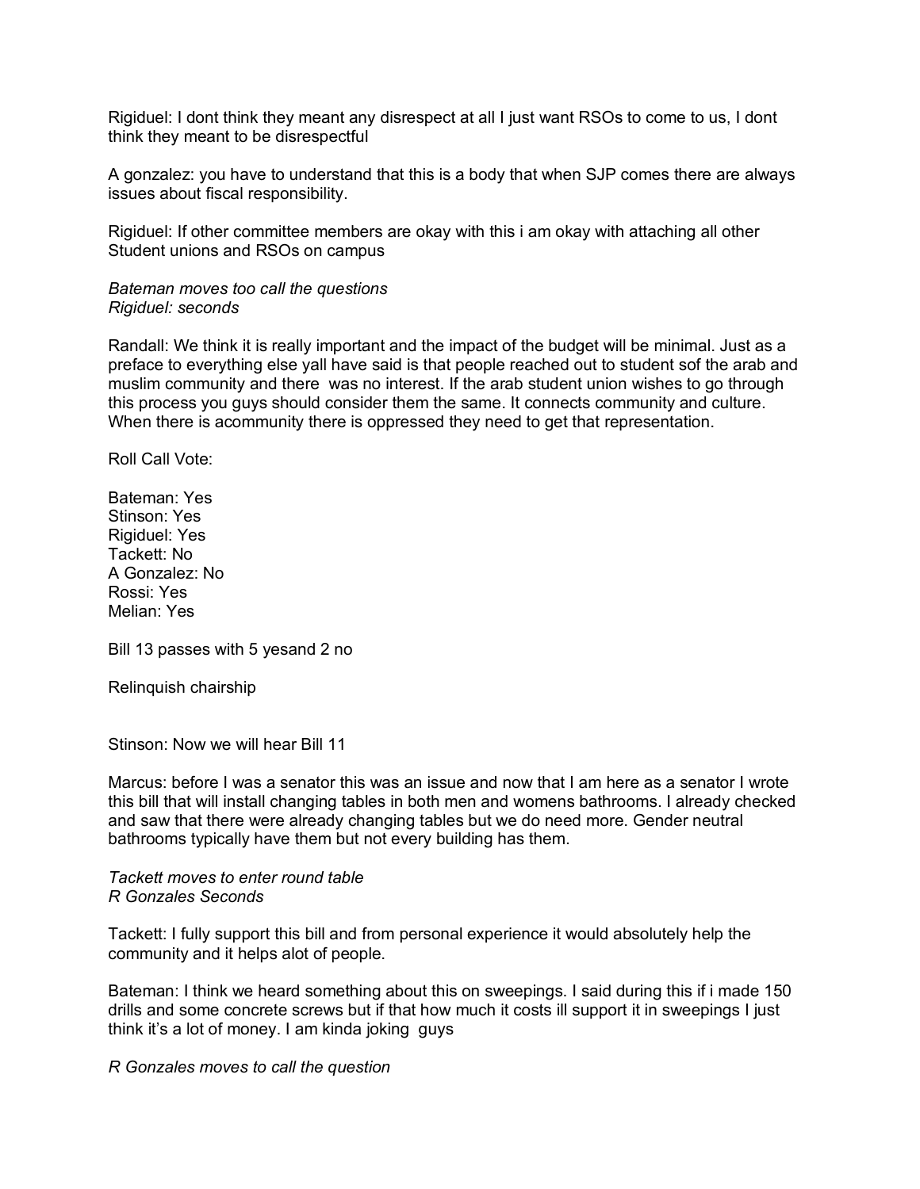Rigiduel: I dont think they meant any disrespect at all I just want RSOs to come to us, I dont think they meant to be disrespectful

A gonzalez: you have to understand that this is a body that when SJP comes there are always issues about fiscal responsibility.

Rigiduel: If other committee members are okay with this i am okay with attaching all other Student unions and RSOs on campus

*Bateman moves too call the questions*
*Rigiduel: seconds*

Randall: We think it is really important and the impact of the budget will be minimal. Just as a preface to everything else yall have said is that people reached out to student sof the arab and muslim community and there  was no interest. If the arab student union wishes to go through this process you guys should consider them the same. It connects community and culture. When there is acommunity there is oppressed they need to get that representation.

Roll Call Vote:

Bateman: Yes
Stinson: Yes
Rigiduel: Yes
Tackett: No
A Gonzalez: No
Rossi: Yes
Melian: Yes

Bill 13 passes with 5 yesand 2 no

Relinquish chairship

Stinson: Now we will hear Bill 11

Marcus: before I was a senator this was an issue and now that I am here as a senator I wrote this bill that will install changing tables in both men and womens bathrooms. I already checked and saw that there were already changing tables but we do need more. Gender neutral bathrooms typically have them but not every building has them.

*Tackett moves to enter round table*
*R Gonzales Seconds*

Tackett: I fully support this bill and from personal experience it would absolutely help the community and it helps alot of people.

Bateman: I think we heard something about this on sweepings. I said during this if i made 150 drills and some concrete screws but if that how much it costs ill support it in sweepings I just think it's a lot of money. I am kinda joking  guys

*R Gonzales moves to call the question*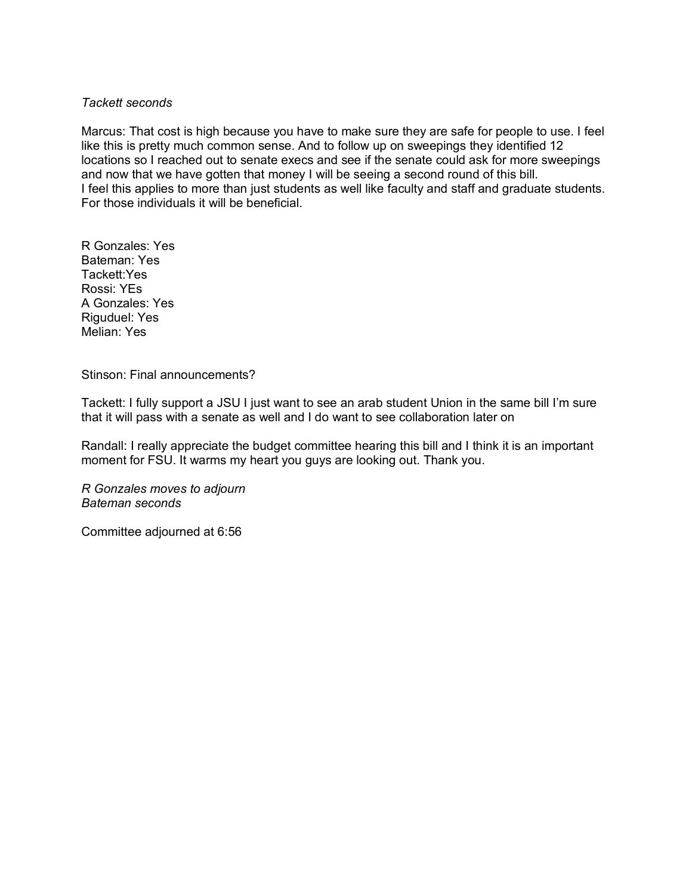*Tackett seconds*

Marcus: That cost is high because you have to make sure they are safe for people to use. I feel like this is pretty much common sense. And to follow up on sweepings they identified 12 locations so I reached out to senate execs and see if the senate could ask for more sweepings and now that we have gotten that money I will be seeing a second round of this bill.
I feel this applies to more than just students as well like faculty and staff and graduate students. For those individuals it will be beneficial.

R Gonzales: Yes
Bateman: Yes
Tackett:Yes
Rossi: YEs
A Gonzales: Yes
Riguduel: Yes
Melian: Yes

Stinson: Final announcements?

Tackett: I fully support a JSU I just want to see an arab student Union in the same bill I'm sure that it will pass with a senate as well and I do want to see collaboration later on

Randall: I really appreciate the budget committee hearing this bill and I think it is an important moment for FSU. It warms my heart you guys are looking out. Thank you.

*R Gonzales moves to adjourn*
*Bateman seconds*

Committee adjourned at 6:56